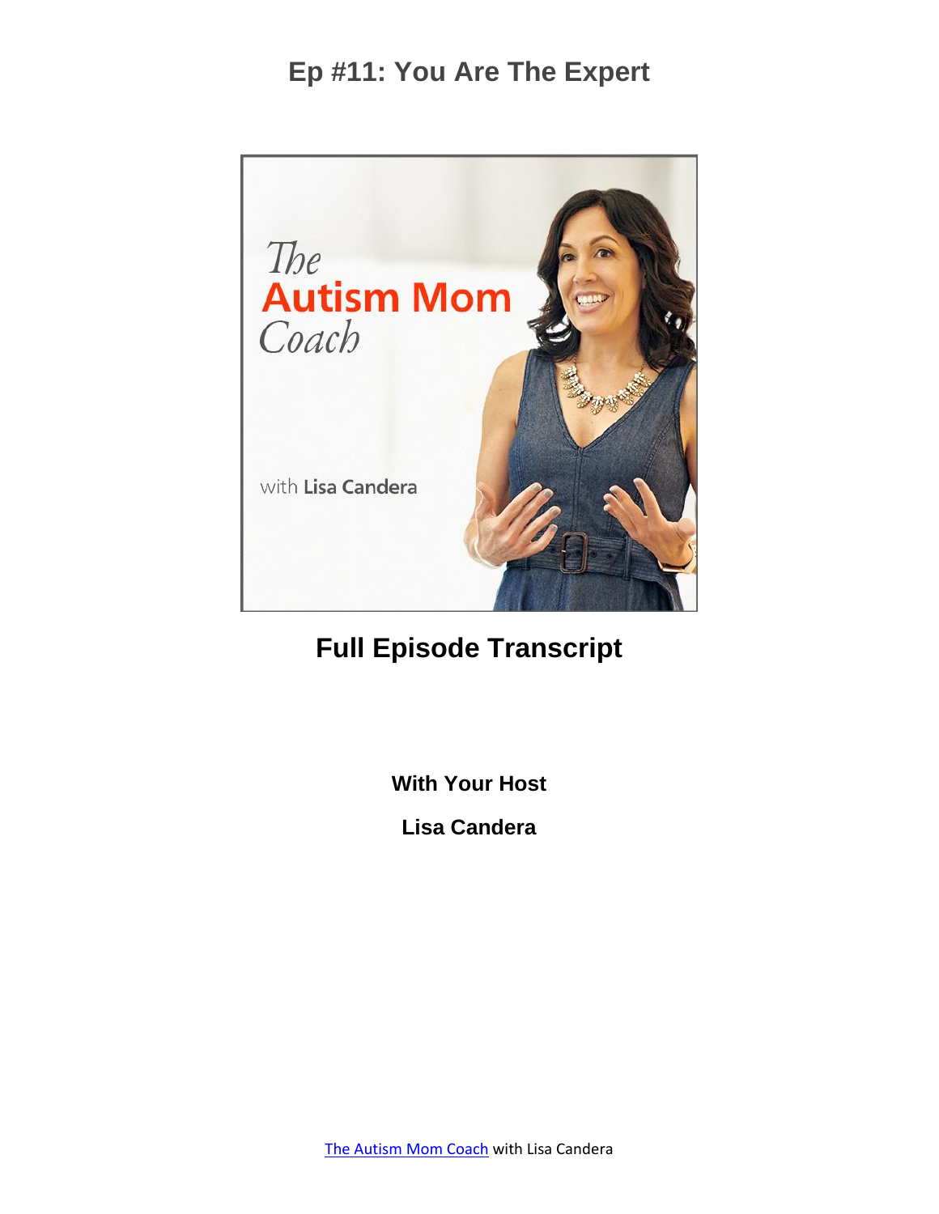# Ep #11: You Are The Expert

## Full Episode Transcript

**With Your Host**

**Lisa Candera**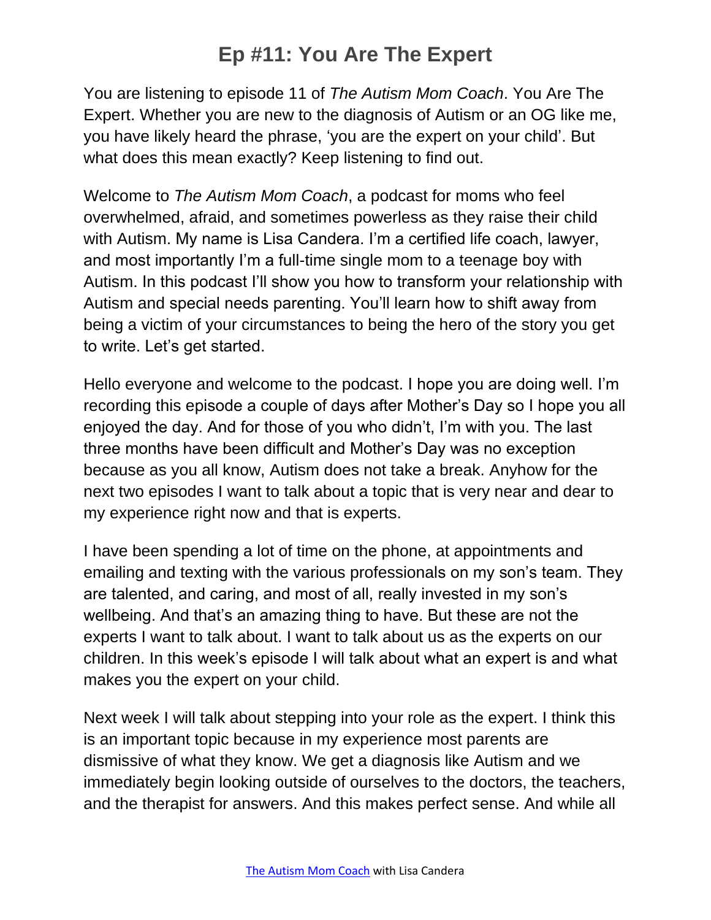# Ep #11: You Are The Expert

You are listening to episode 11 of *The Autism Mom Coach*. You Are The Expert. Whether you are new to the diagnosis of Autism or an OG like me, you have likely heard the phrase, 'you are the expert on your child'. But what does this mean exactly? Keep listening to find out.

Welcome to *The Autism Mom Coach*, a podcast for moms who feel overwhelmed, afraid, and sometimes powerless as they raise their child with Autism. My name is Lisa Candera. I'm a certified life coach, lawyer, and most importantly I'm a full-time single mom to a teenage boy with Autism. In this podcast I'll show you how to transform your relationship with Autism and special needs parenting. You'll learn how to shift away from being a victim of your circumstances to being the hero of the story you get to write. Let's get started.

Hello everyone and welcome to the podcast. I hope you are doing well. I'm recording this episode a couple of days after Mother's Day so I hope you all enjoyed the day. And for those of you who didn't, I'm with you. The last three months have been difficult and Mother's Day was no exception because as you all know, Autism does not take a break. Anyhow for the next two episodes I want to talk about a topic that is very near and dear to my experience right now and that is experts.

I have been spending a lot of time on the phone, at appointments and emailing and texting with the various professionals on my son's team. They are talented, and caring, and most of all, really invested in my son's wellbeing. And that's an amazing thing to have. But these are not the experts I want to talk about. I want to talk about us as the experts on our children. In this week's episode I will talk about what an expert is and what makes you the expert on your child.

Next week I will talk about stepping into your role as the expert. I think this is an important topic because in my experience most parents are dismissive of what they know. We get a diagnosis like Autism and we immediately begin looking outside of ourselves to the doctors, the teachers, and the therapist for answers. And this makes perfect sense. And while all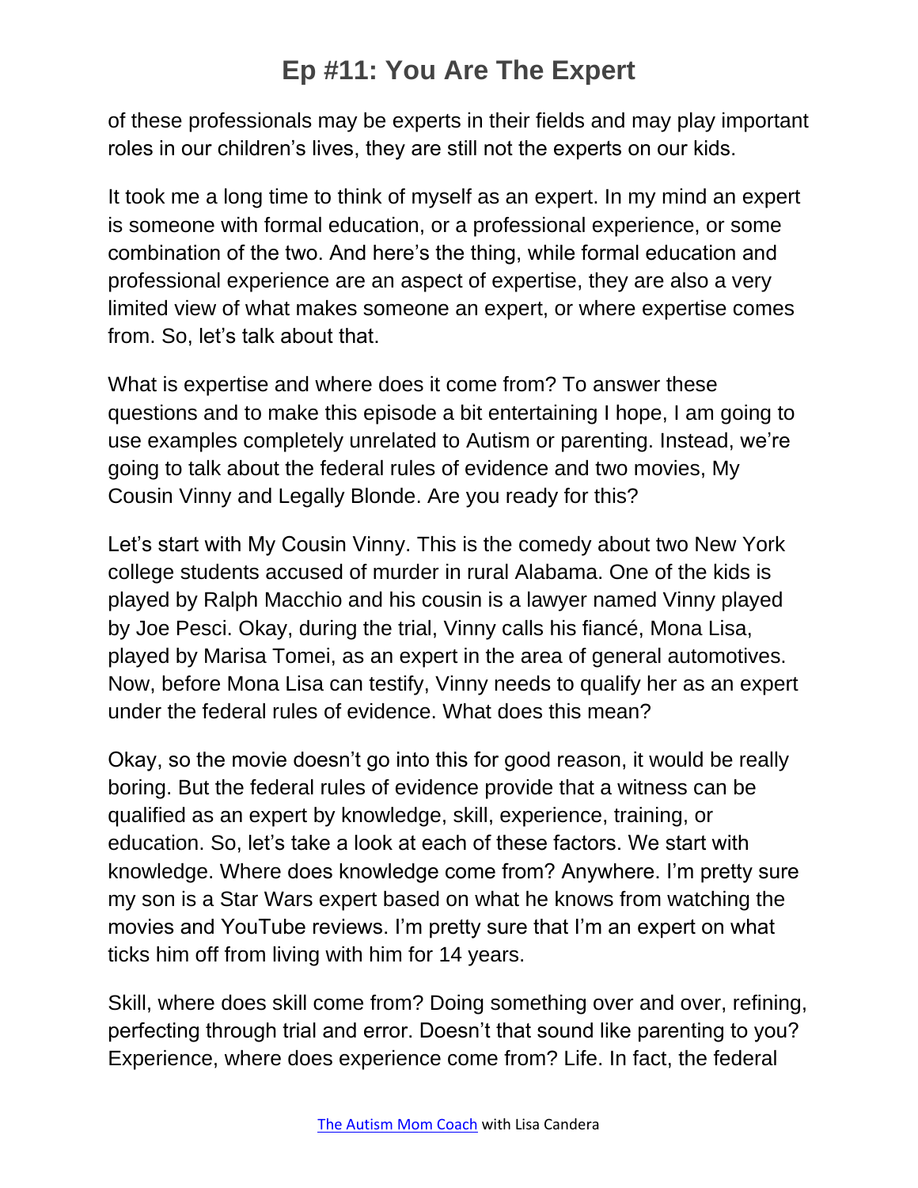of these professionals may be experts in their fields and may play important roles in our children's lives, they are still not the experts on our kids.

It took me a long time to think of myself as an expert. In my mind an expert is someone with formal education, or a professional experience, or some combination of the two. And here's the thing, while formal education and professional experience are an aspect of expertise, they are also a very limited view of what makes someone an expert, or where expertise comes from. So, let's talk about that.

What is expertise and where does it come from? To answer these questions and to make this episode a bit entertaining I hope, I am going to use examples completely unrelated to Autism or parenting. Instead, we're going to talk about the federal rules of evidence and two movies, My Cousin Vinny and Legally Blonde. Are you ready for this?

Let's start with My Cousin Vinny. This is the comedy about two New York college students accused of murder in rural Alabama. One of the kids is played by Ralph Macchio and his cousin is a lawyer named Vinny played by Joe Pesci. Okay, during the trial, Vinny calls his fiancé, Mona Lisa, played by Marisa Tomei, as an expert in the area of general automotives. Now, before Mona Lisa can testify, Vinny needs to qualify her as an expert under the federal rules of evidence. What does this mean?

Okay, so the movie doesn't go into this for good reason, it would be really boring. But the federal rules of evidence provide that a witness can be qualified as an expert by knowledge, skill, experience, training, or education. So, let's take a look at each of these factors. We start with knowledge. Where does knowledge come from? Anywhere. I'm pretty sure my son is a Star Wars expert based on what he knows from watching the movies and YouTube reviews. I'm pretty sure that I'm an expert on what ticks him off from living with him for 14 years.

Skill, where does skill come from? Doing something over and over, refining, perfecting through trial and error. Doesn't that sound like parenting to you? Experience, where does experience come from? Life. In fact, the federal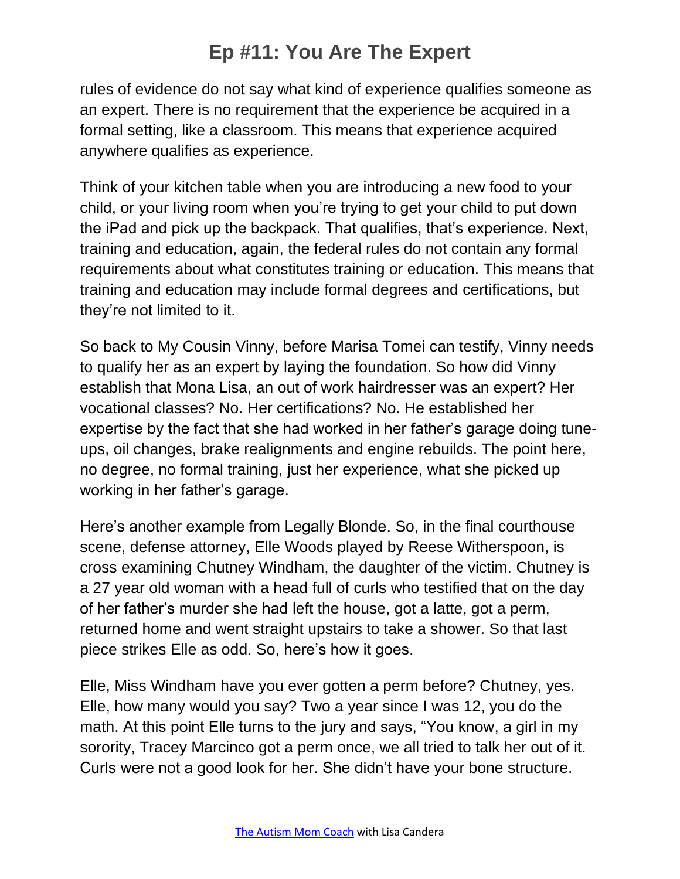rules of evidence do not say what kind of experience qualifies someone as an expert. There is no requirement that the experience be acquired in a formal setting, like a classroom. This means that experience acquired anywhere qualifies as experience.

Think of your kitchen table when you are introducing a new food to your child, or your living room when you're trying to get your child to put down the iPad and pick up the backpack. That qualifies, that's experience. Next, training and education, again, the federal rules do not contain any formal requirements about what constitutes training or education. This means that training and education may include formal degrees and certifications, but they're not limited to it.

So back to My Cousin Vinny, before Marisa Tomei can testify, Vinny needs to qualify her as an expert by laying the foundation. So how did Vinny establish that Mona Lisa, an out of work hairdresser was an expert? Her vocational classes? No. Her certifications? No. He established her expertise by the fact that she had worked in her father's garage doing tune-ups, oil changes, brake realignments and engine rebuilds. The point here, no degree, no formal training, just her experience, what she picked up working in her father's garage.

Here's another example from Legally Blonde. So, in the final courthouse scene, defense attorney, Elle Woods played by Reese Witherspoon, is cross examining Chutney Windham, the daughter of the victim. Chutney is a 27 year old woman with a head full of curls who testified that on the day of her father's murder she had left the house, got a latte, got a perm, returned home and went straight upstairs to take a shower. So that last piece strikes Elle as odd. So, here's how it goes.

Elle, Miss Windham have you ever gotten a perm before? Chutney, yes. Elle, how many would you say? Two a year since I was 12, you do the math. At this point Elle turns to the jury and says, "You know, a girl in my sorority, Tracey Marcinco got a perm once, we all tried to talk her out of it. Curls were not a good look for her. She didn't have your bone structure.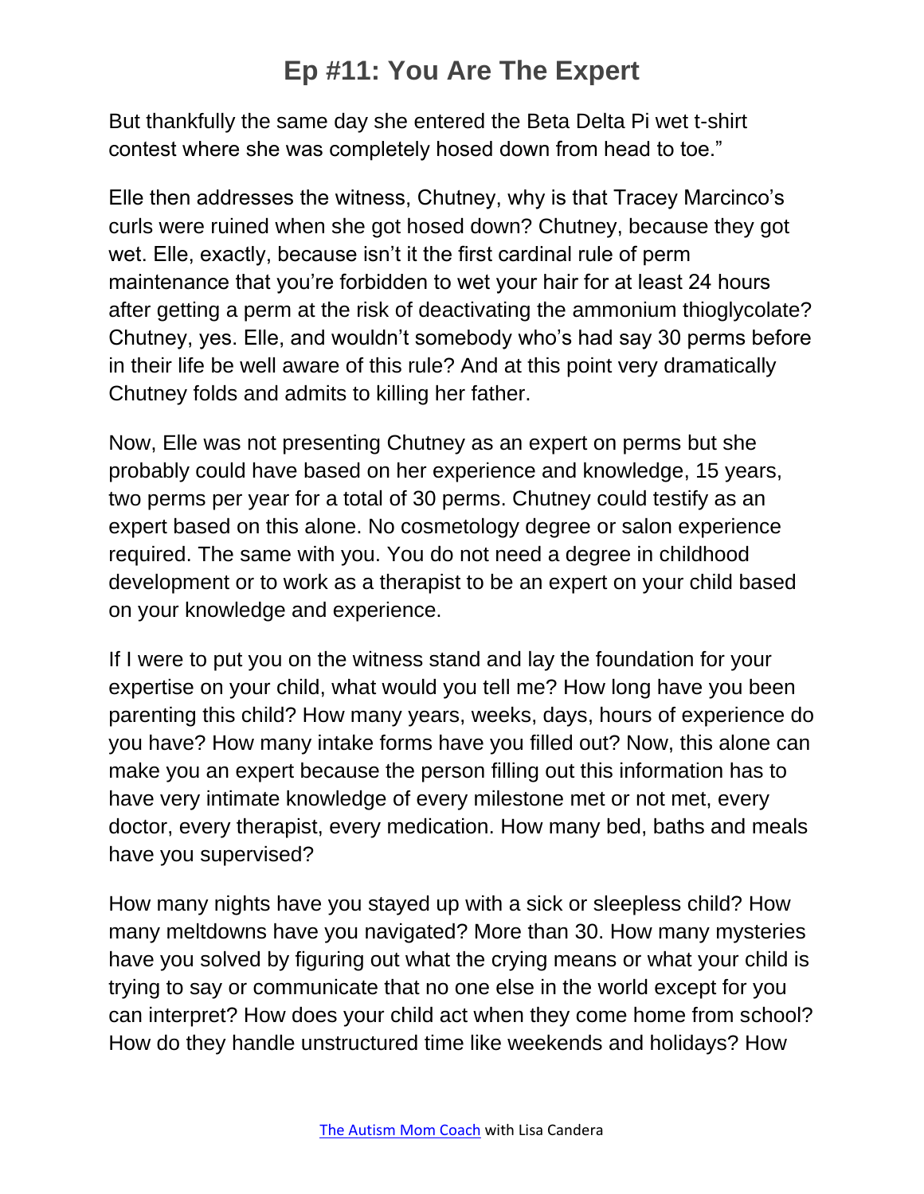But thankfully the same day she entered the Beta Delta Pi wet t-shirt contest where she was completely hosed down from head to toe."

Elle then addresses the witness, Chutney, why is that Tracey Marcinco's curls were ruined when she got hosed down? Chutney, because they got wet. Elle, exactly, because isn't it the first cardinal rule of perm maintenance that you're forbidden to wet your hair for at least 24 hours after getting a perm at the risk of deactivating the ammonium thioglycolate? Chutney, yes. Elle, and wouldn't somebody who's had say 30 perms before in their life be well aware of this rule? And at this point very dramatically Chutney folds and admits to killing her father.

Now, Elle was not presenting Chutney as an expert on perms but she probably could have based on her experience and knowledge, 15 years, two perms per year for a total of 30 perms. Chutney could testify as an expert based on this alone. No cosmetology degree or salon experience required. The same with you. You do not need a degree in childhood development or to work as a therapist to be an expert on your child based on your knowledge and experience.

If I were to put you on the witness stand and lay the foundation for your expertise on your child, what would you tell me? How long have you been parenting this child? How many years, weeks, days, hours of experience do you have? How many intake forms have you filled out? Now, this alone can make you an expert because the person filling out this information has to have very intimate knowledge of every milestone met or not met, every doctor, every therapist, every medication. How many bed, baths and meals have you supervised?

How many nights have you stayed up with a sick or sleepless child? How many meltdowns have you navigated? More than 30. How many mysteries have you solved by figuring out what the crying means or what your child is trying to say or communicate that no one else in the world except for you can interpret? How does your child act when they come home from school? How do they handle unstructured time like weekends and holidays? How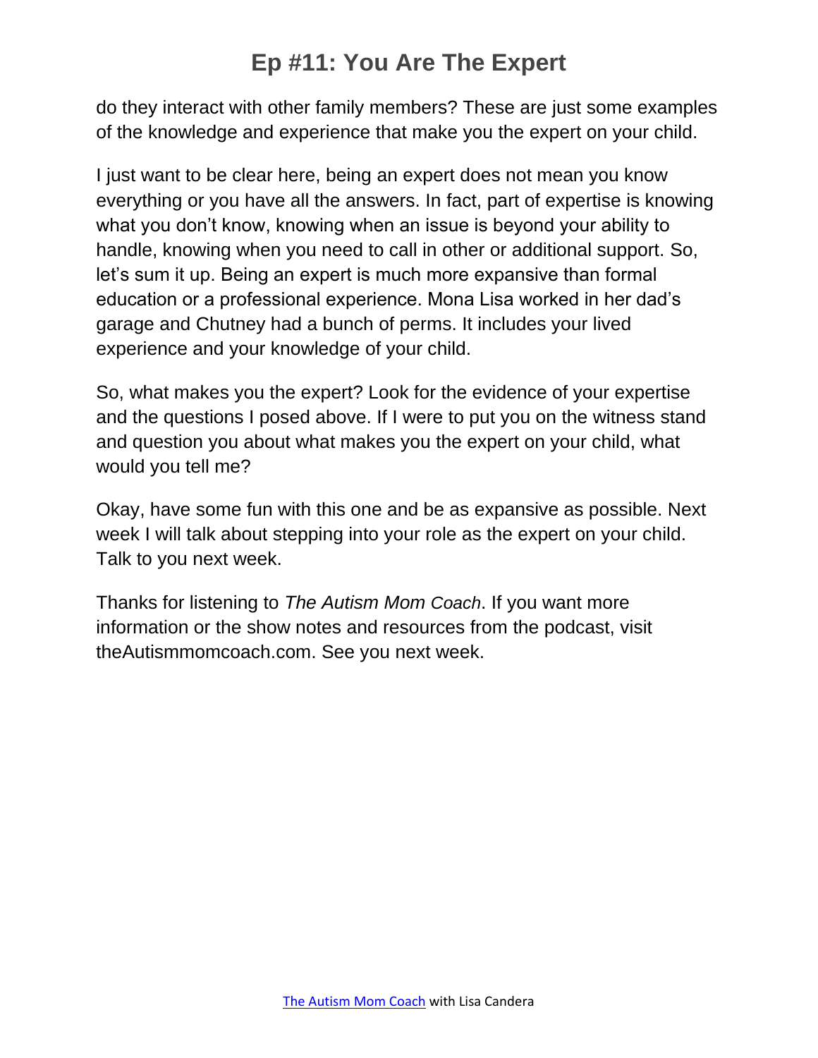do they interact with other family members? These are just some examples of the knowledge and experience that make you the expert on your child.

I just want to be clear here, being an expert does not mean you know everything or you have all the answers. In fact, part of expertise is knowing what you don't know, knowing when an issue is beyond your ability to handle, knowing when you need to call in other or additional support. So, let's sum it up. Being an expert is much more expansive than formal education or a professional experience. Mona Lisa worked in her dad's garage and Chutney had a bunch of perms. It includes your lived experience and your knowledge of your child.

So, what makes you the expert? Look for the evidence of your expertise and the questions I posed above. If I were to put you on the witness stand and question you about what makes you the expert on your child, what would you tell me?

Okay, have some fun with this one and be as expansive as possible. Next week I will talk about stepping into your role as the expert on your child. Talk to you next week.

Thanks for listening to *The Autism Mom Coach*. If you want more information or the show notes and resources from the podcast, visit theAutismmomcoach.com. See you next week.